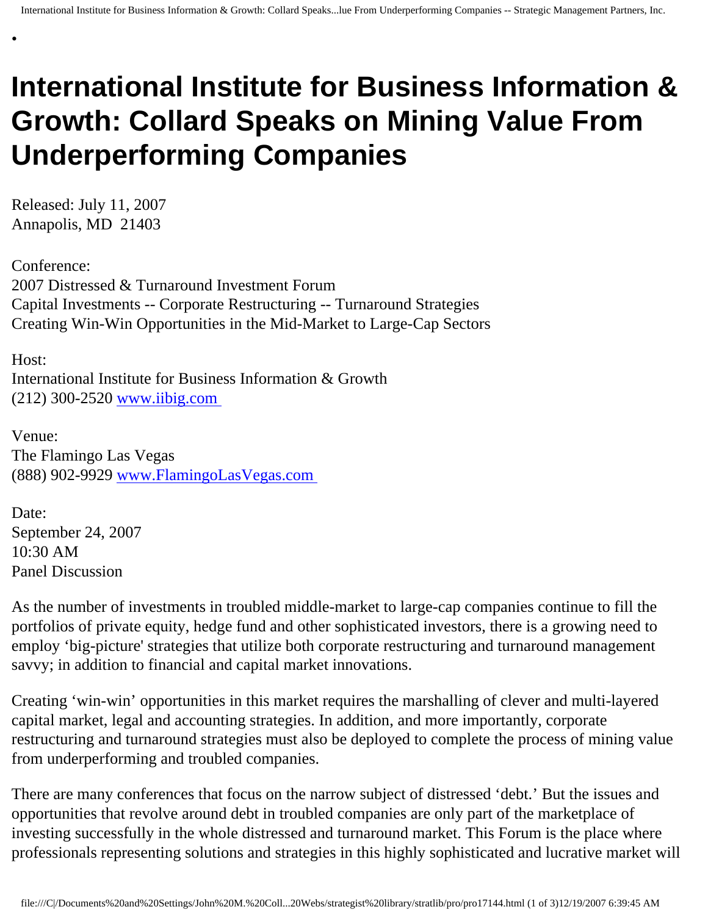# International Institute for Business Information & Growth: Collard Speaks on Mining Value From Underperforming Companies

Released: July 11, 2007
Annapolis, MD 21403

Conference:
2007 Distressed & Turnaround Investment Forum
Capital Investments -- Corporate Restructuring -- Turnaround Strategies
Creating Win-Win Opportunities in the Mid-Market to Large-Cap Sectors

Host:
International Institute for Business Information & Growth
(212) 300-2520 [www.iibig.com](http://www.iibig.com)

Venue:
The Flamingo Las Vegas
(888) 902-9929 [www.FlamingoLasVegas.com](http://www.FlamingoLasVegas.com)

Date:
September 24, 2007
10:30 AM
Panel Discussion

As the number of investments in troubled middle-market to large-cap companies continue to fill the portfolios of private equity, hedge fund and other sophisticated investors, there is a growing need to employ 'big-picture' strategies that utilize both corporate restructuring and turnaround management savvy; in addition to financial and capital market innovations.

Creating 'win-win' opportunities in this market requires the marshalling of clever and multi-layered capital market, legal and accounting strategies. In addition, and more importantly, corporate restructuring and turnaround strategies must also be deployed to complete the process of mining value from underperforming and troubled companies.

There are many conferences that focus on the narrow subject of distressed 'debt.' But the issues and opportunities that revolve around debt in troubled companies are only part of the marketplace of investing successfully in the whole distressed and turnaround market. This Forum is the place where professionals representing solutions and strategies in this highly sophisticated and lucrative market will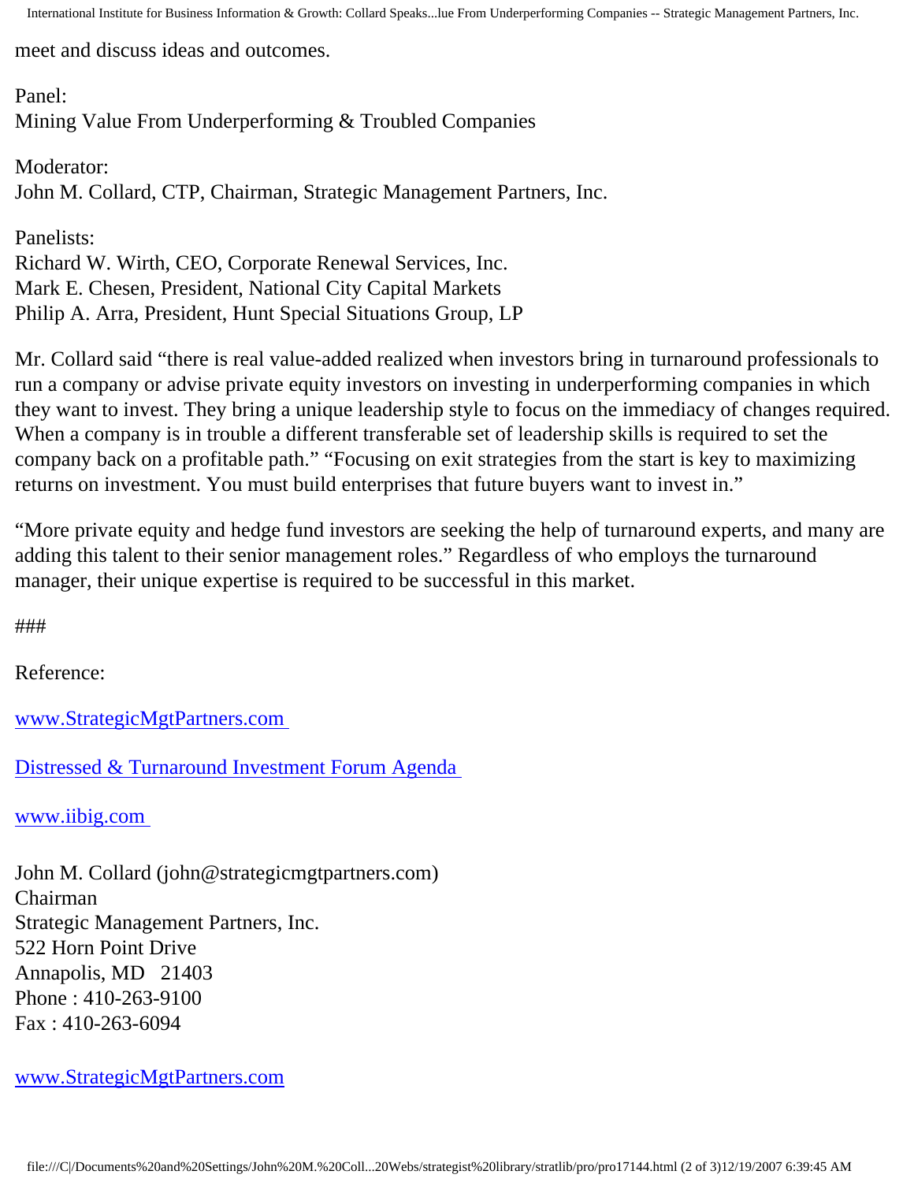meet and discuss ideas and outcomes.

Panel:
Mining Value From Underperforming & Troubled Companies

Moderator:
John M. Collard, CTP, Chairman, Strategic Management Partners, Inc.

Panelists:
Richard W. Wirth, CEO, Corporate Renewal Services, Inc.
Mark E. Chesen, President, National City Capital Markets
Philip A. Arra, President, Hunt Special Situations Group, LP

Mr. Collard said "there is real value-added realized when investors bring in turnaround professionals to run a company or advise private equity investors on investing in underperforming companies in which they want to invest. They bring a unique leadership style to focus on the immediacy of changes required. When a company is in trouble a different transferable set of leadership skills is required to set the company back on a profitable path." "Focusing on exit strategies from the start is key to maximizing returns on investment. You must build enterprises that future buyers want to invest in."

"More private equity and hedge fund investors are seeking the help of turnaround experts, and many are adding this talent to their senior management roles." Regardless of who employs the turnaround manager, their unique expertise is required to be successful in this market.

###

Reference:

[www.StrategicMgtPartners.com](http://www.StrategicMgtPartners.com)

[Distressed & Turnaround Investment Forum Agenda](#)

[www.iibig.com](http://www.iibig.com)

John M. Collard (john@strategicmgtpartners.com)
Chairman
Strategic Management Partners, Inc.
522 Horn Point Drive
Annapolis, MD 21403
Phone : 410-263-9100
Fax : 410-263-6094

[www.StrategicMgtPartners.com](http://www.StrategicMgtPartners.com)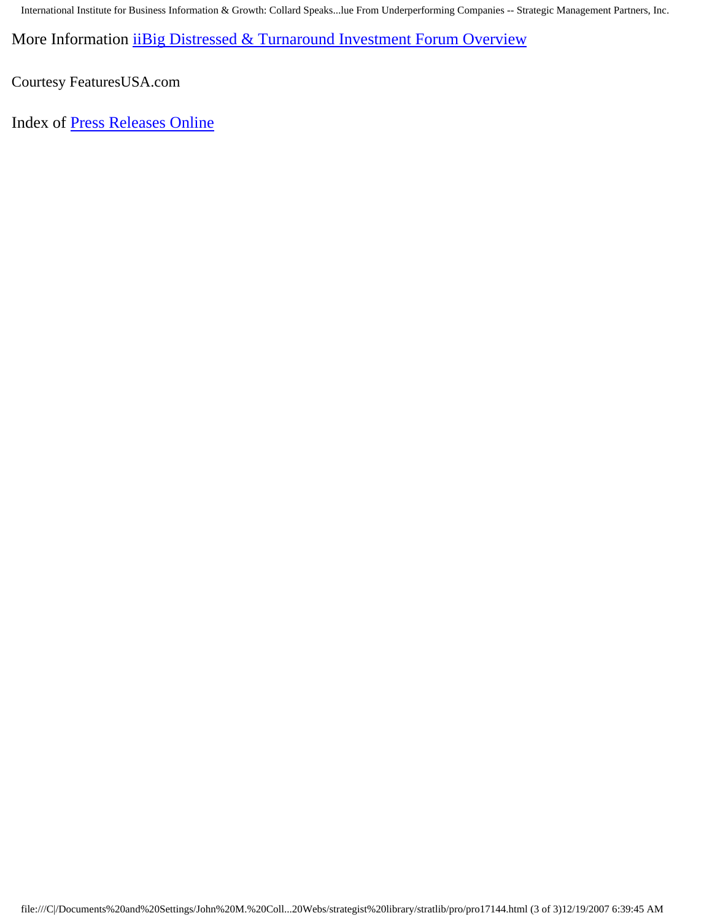More Information [iiBig Distressed & Turnaround Investment Forum Overview]

Courtesy FeaturesUSA.com

Index of [Press Releases Online]